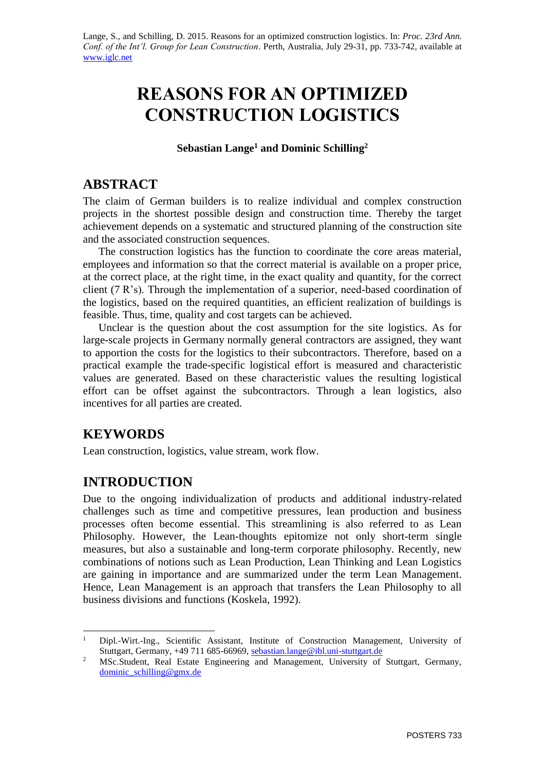Lange, S., and Schilling, D. 2015. Reasons for an optimized construction logistics. In: *Proc. 23rd Ann. Conf. of the Int'l. Group for Lean Construction*. Perth, Australia, July 29-31, pp. 733-742, available at www.iglc.net

# REASONS FOR AN OPTIMIZED CONSTRUCTION LOGISTICS

**Sebastian Lange[1] and Dominic Schilling[2]**

## ABSTRACT

The claim of German builders is to realize individual and complex construction projects in the shortest possible design and construction time. Thereby the target achievement depends on a systematic and structured planning of the construction site and the associated construction sequences.

The construction logistics has the function to coordinate the core areas material, employees and information so that the correct material is available on a proper price, at the correct place, at the right time, in the exact quality and quantity, for the correct client (7 R's). Through the implementation of a superior, need-based coordination of the logistics, based on the required quantities, an efficient realization of buildings is feasible. Thus, time, quality and cost targets can be achieved.

Unclear is the question about the cost assumption for the site logistics. As for large-scale projects in Germany normally general contractors are assigned, they want to apportion the costs for the logistics to their subcontractors. Therefore, based on a practical example the trade-specific logistical effort is measured and characteristic values are generated. Based on these characteristic values the resulting logistical effort can be offset against the subcontractors. Through a lean logistics, also incentives for all parties are created.

## KEYWORDS

Lean construction, logistics, value stream, work flow.

## INTRODUCTION

Due to the ongoing individualization of products and additional industry-related challenges such as time and competitive pressures, lean production and business processes often become essential. This streamlining is also referred to as Lean Philosophy. However, the Lean-thoughts epitomize not only short-term single measures, but also a sustainable and long-term corporate philosophy. Recently, new combinations of notions such as Lean Production, Lean Thinking and Lean Logistics are gaining in importance and are summarized under the term Lean Management. Hence, Lean Management is an approach that transfers the Lean Philosophy to all business divisions and functions (Koskela, 1992).

---

[1] Dipl.-Wirt.-Ing., Scientific Assistant, Institute of Construction Management, University of Stuttgart, Germany, +49 711 685-66969, sebastian.lange@ibl.uni-stuttgart.de

[2] MSc.Student, Real Estate Engineering and Management, University of Stuttgart, Germany, dominic_schilling@gmx.de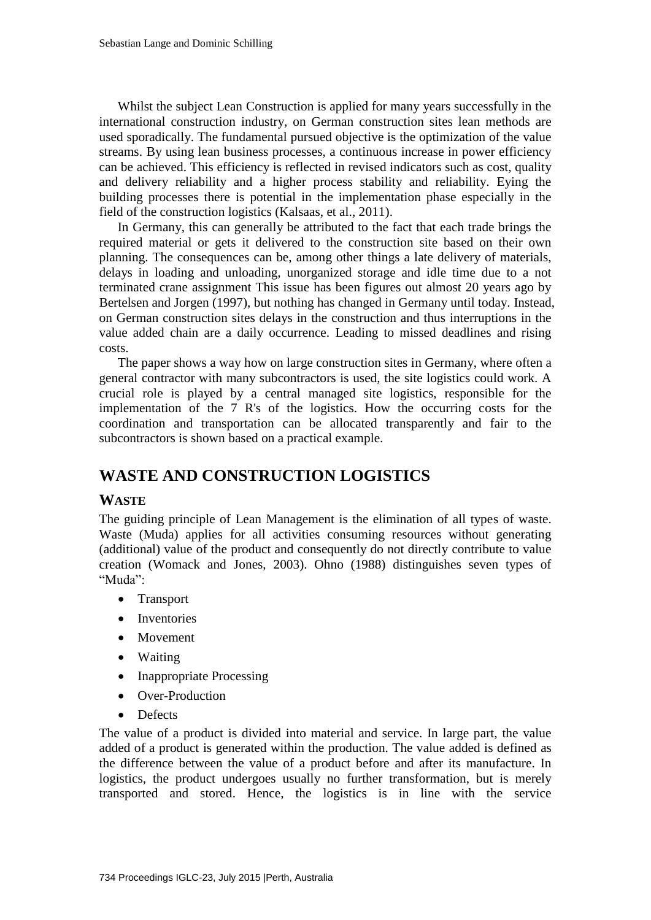Whilst the subject Lean Construction is applied for many years successfully in the international construction industry, on German construction sites lean methods are used sporadically. The fundamental pursued objective is the optimization of the value streams. By using lean business processes, a continuous increase in power efficiency can be achieved. This efficiency is reflected in revised indicators such as cost, quality and delivery reliability and a higher process stability and reliability. Eying the building processes there is potential in the implementation phase especially in the field of the construction logistics (Kalsaas, et al., 2011).

In Germany, this can generally be attributed to the fact that each trade brings the required material or gets it delivered to the construction site based on their own planning. The consequences can be, among other things a late delivery of materials, delays in loading and unloading, unorganized storage and idle time due to a not terminated crane assignment This issue has been figures out almost 20 years ago by Bertelsen and Jorgen (1997), but nothing has changed in Germany until today. Instead, on German construction sites delays in the construction and thus interruptions in the value added chain are a daily occurrence. Leading to missed deadlines and rising costs.

The paper shows a way how on large construction sites in Germany, where often a general contractor with many subcontractors is used, the site logistics could work. A crucial role is played by a central managed site logistics, responsible for the implementation of the 7 R's of the logistics. How the occurring costs for the coordination and transportation can be allocated transparently and fair to the subcontractors is shown based on a practical example.

## WASTE AND CONSTRUCTION LOGISTICS

### WASTE

The guiding principle of Lean Management is the elimination of all types of waste. Waste (Muda) applies for all activities consuming resources without generating (additional) value of the product and consequently do not directly contribute to value creation (Womack and Jones, 2003). Ohno (1988) distinguishes seven types of "Muda":

- Transport
- Inventories
- Movement
- Waiting
- Inappropriate Processing
- Over-Production
- Defects

The value of a product is divided into material and service. In large part, the value added of a product is generated within the production. The value added is defined as the difference between the value of a product before and after its manufacture. In logistics, the product undergoes usually no further transformation, but is merely transported and stored. Hence, the logistics is in line with the service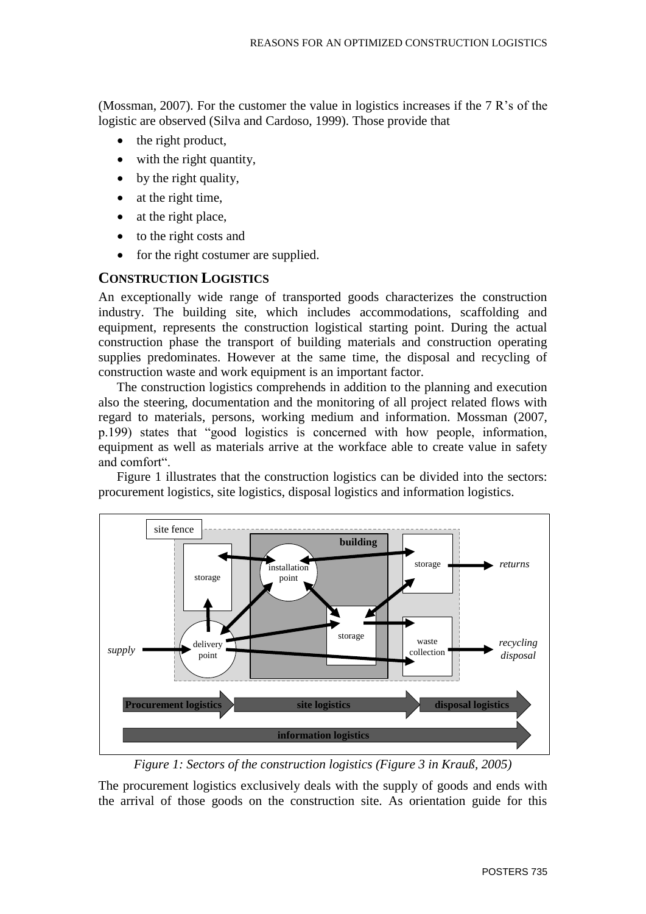(Mossman, 2007). For the customer the value in logistics increases if the 7 R's of the logistic are observed (Silva and Cardoso, 1999). Those provide that

- the right product,
- with the right quantity,
- by the right quality,
- at the right time,
- at the right place,
- to the right costs and
- for the right costumer are supplied.

## CONSTRUCTION LOGISTICS

An exceptionally wide range of transported goods characterizes the construction industry. The building site, which includes accommodations, scaffolding and equipment, represents the construction logistical starting point. During the actual construction phase the transport of building materials and construction operating supplies predominates. However at the same time, the disposal and recycling of construction waste and work equipment is an important factor.

The construction logistics comprehends in addition to the planning and execution also the steering, documentation and the monitoring of all project related flows with regard to materials, persons, working medium and information. Mossman (2007, p.199) states that "good logistics is concerned with how people, information, equipment as well as materials arrive at the workface able to create value in safety and comfort".

Figure 1 illustrates that the construction logistics can be divided into the sectors: procurement logistics, site logistics, disposal logistics and information logistics.

*Figure 1: Sectors of the construction logistics (Figure 3 in Krauß, 2005)*

The procurement logistics exclusively deals with the supply of goods and ends with the arrival of those goods on the construction site. As orientation guide for this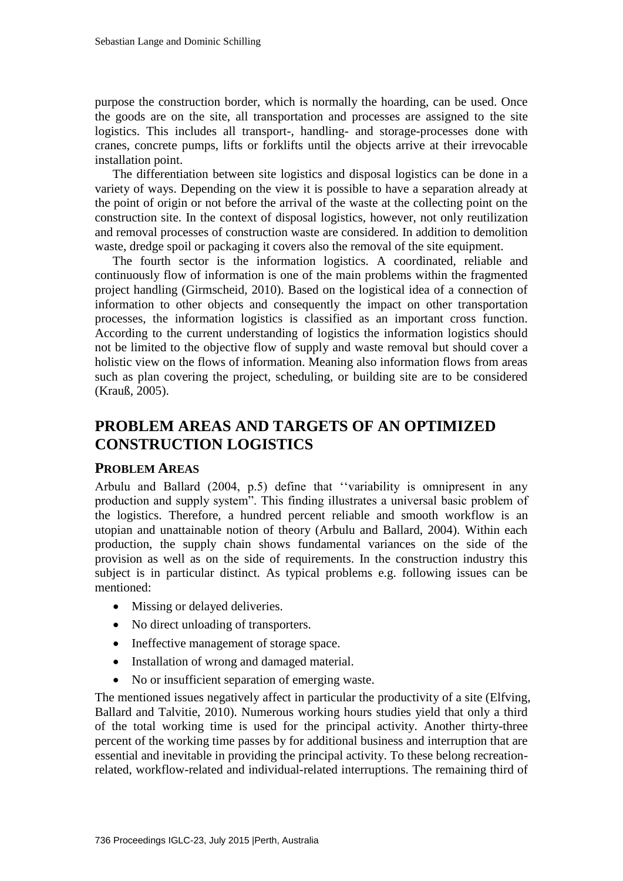purpose the construction border, which is normally the hoarding, can be used. Once the goods are on the site, all transportation and processes are assigned to the site logistics. This includes all transport-, handling- and storage-processes done with cranes, concrete pumps, lifts or forklifts until the objects arrive at their irrevocable installation point.

The differentiation between site logistics and disposal logistics can be done in a variety of ways. Depending on the view it is possible to have a separation already at the point of origin or not before the arrival of the waste at the collecting point on the construction site. In the context of disposal logistics, however, not only reutilization and removal processes of construction waste are considered. In addition to demolition waste, dredge spoil or packaging it covers also the removal of the site equipment.

The fourth sector is the information logistics. A coordinated, reliable and continuously flow of information is one of the main problems within the fragmented project handling (Girmscheid, 2010). Based on the logistical idea of a connection of information to other objects and consequently the impact on other transportation processes, the information logistics is classified as an important cross function. According to the current understanding of logistics the information logistics should not be limited to the objective flow of supply and waste removal but should cover a holistic view on the flows of information. Meaning also information flows from areas such as plan covering the project, scheduling, or building site are to be considered (Krauß, 2005).

## PROBLEM AREAS AND TARGETS OF AN OPTIMIZED CONSTRUCTION LOGISTICS

### PROBLEM AREAS

Arbulu and Ballard (2004, p.5) define that ''variability is omnipresent in any production and supply system". This finding illustrates a universal basic problem of the logistics. Therefore, a hundred percent reliable and smooth workflow is an utopian and unattainable notion of theory (Arbulu and Ballard, 2004). Within each production, the supply chain shows fundamental variances on the side of the provision as well as on the side of requirements. In the construction industry this subject is in particular distinct. As typical problems e.g. following issues can be mentioned:

- Missing or delayed deliveries.
- No direct unloading of transporters.
- Ineffective management of storage space.
- Installation of wrong and damaged material.
- No or insufficient separation of emerging waste.

The mentioned issues negatively affect in particular the productivity of a site (Elfving, Ballard and Talvitie, 2010). Numerous working hours studies yield that only a third of the total working time is used for the principal activity. Another thirty-three percent of the working time passes by for additional business and interruption that are essential and inevitable in providing the principal activity. To these belong recreation-related, workflow-related and individual-related interruptions. The remaining third of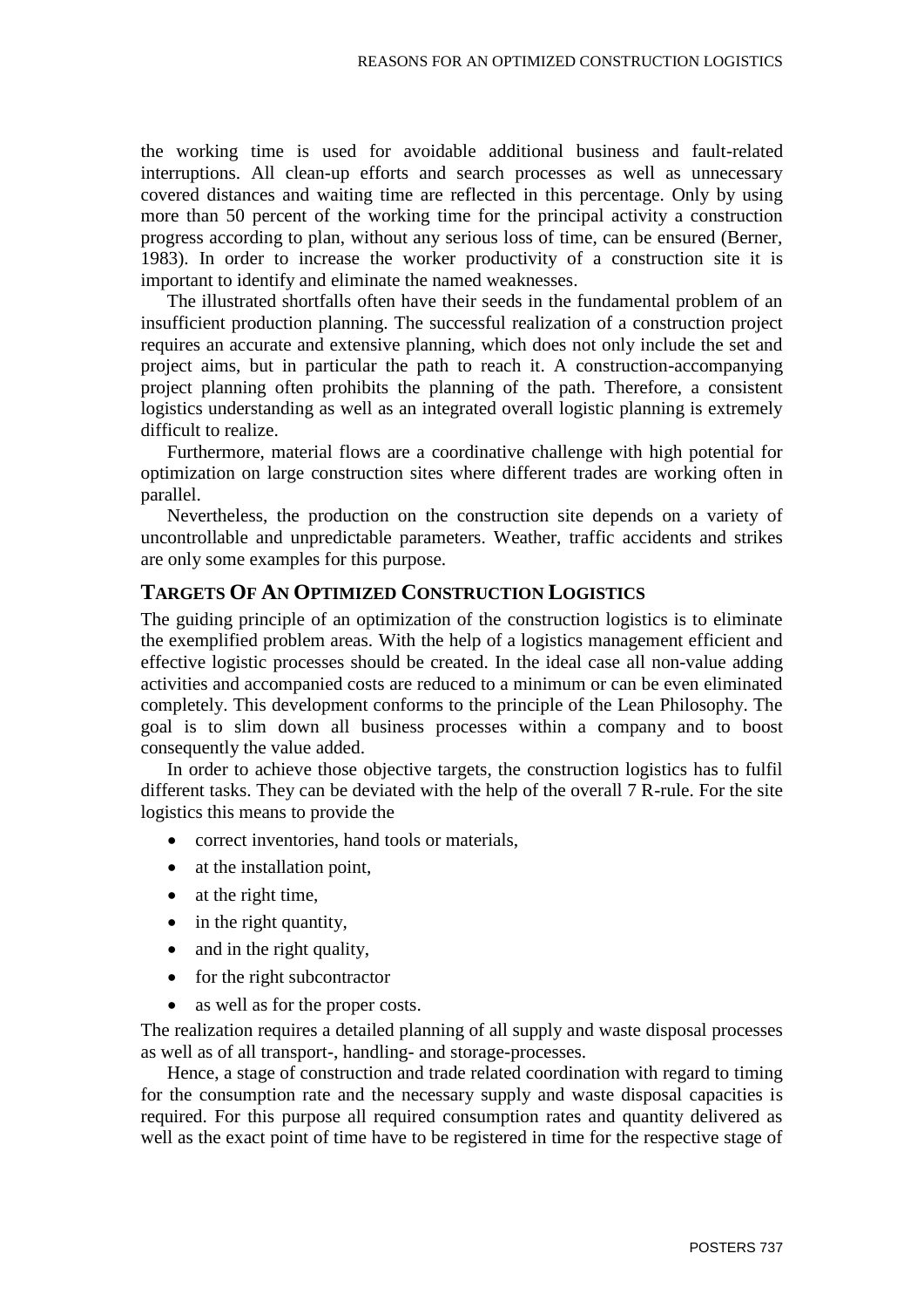the working time is used for avoidable additional business and fault-related interruptions. All clean-up efforts and search processes as well as unnecessary covered distances and waiting time are reflected in this percentage. Only by using more than 50 percent of the working time for the principal activity a construction progress according to plan, without any serious loss of time, can be ensured (Berner, 1983). In order to increase the worker productivity of a construction site it is important to identify and eliminate the named weaknesses.

The illustrated shortfalls often have their seeds in the fundamental problem of an insufficient production planning. The successful realization of a construction project requires an accurate and extensive planning, which does not only include the set and project aims, but in particular the path to reach it. A construction-accompanying project planning often prohibits the planning of the path. Therefore, a consistent logistics understanding as well as an integrated overall logistic planning is extremely difficult to realize.

Furthermore, material flows are a coordinative challenge with high potential for optimization on large construction sites where different trades are working often in parallel.

Nevertheless, the production on the construction site depends on a variety of uncontrollable and unpredictable parameters. Weather, traffic accidents and strikes are only some examples for this purpose.

## TARGETS OF AN OPTIMIZED CONSTRUCTION LOGISTICS

The guiding principle of an optimization of the construction logistics is to eliminate the exemplified problem areas. With the help of a logistics management efficient and effective logistic processes should be created. In the ideal case all non-value adding activities and accompanied costs are reduced to a minimum or can be even eliminated completely. This development conforms to the principle of the Lean Philosophy. The goal is to slim down all business processes within a company and to boost consequently the value added.

In order to achieve those objective targets, the construction logistics has to fulfil different tasks. They can be deviated with the help of the overall 7 R-rule. For the site logistics this means to provide the

- correct inventories, hand tools or materials,
- at the installation point,
- at the right time,
- in the right quantity,
- and in the right quality,
- for the right subcontractor
- as well as for the proper costs.

The realization requires a detailed planning of all supply and waste disposal processes as well as of all transport-, handling- and storage-processes.

Hence, a stage of construction and trade related coordination with regard to timing for the consumption rate and the necessary supply and waste disposal capacities is required. For this purpose all required consumption rates and quantity delivered as well as the exact point of time have to be registered in time for the respective stage of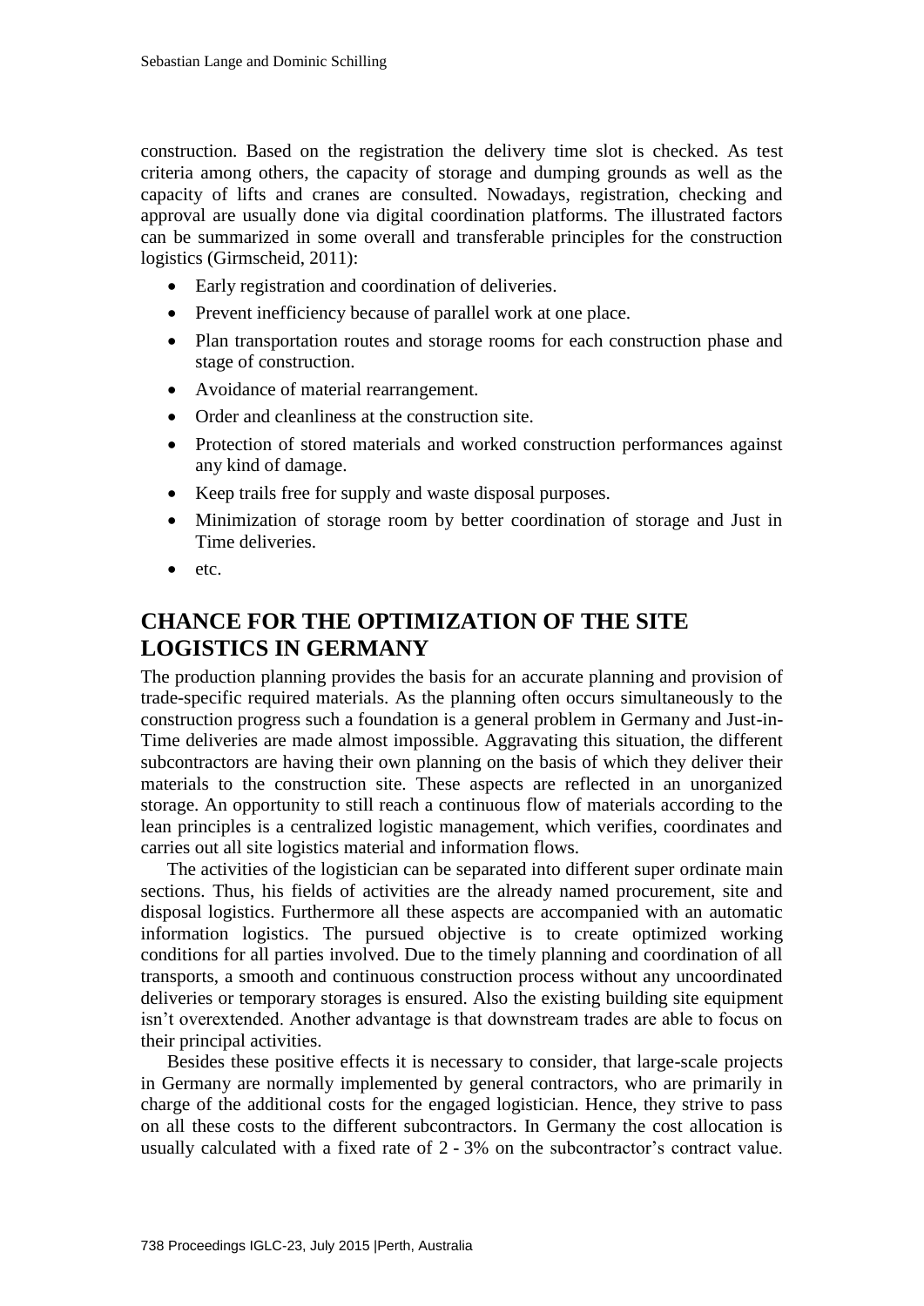construction. Based on the registration the delivery time slot is checked. As test criteria among others, the capacity of storage and dumping grounds as well as the capacity of lifts and cranes are consulted. Nowadays, registration, checking and approval are usually done via digital coordination platforms. The illustrated factors can be summarized in some overall and transferable principles for the construction logistics (Girmscheid, 2011):

- Early registration and coordination of deliveries.
- Prevent inefficiency because of parallel work at one place.
- Plan transportation routes and storage rooms for each construction phase and stage of construction.
- Avoidance of material rearrangement.
- Order and cleanliness at the construction site.
- Protection of stored materials and worked construction performances against any kind of damage.
- Keep trails free for supply and waste disposal purposes.
- Minimization of storage room by better coordination of storage and Just in Time deliveries.
- etc.

## CHANCE FOR THE OPTIMIZATION OF THE SITE LOGISTICS IN GERMANY

The production planning provides the basis for an accurate planning and provision of trade-specific required materials. As the planning often occurs simultaneously to the construction progress such a foundation is a general problem in Germany and Just-in-Time deliveries are made almost impossible. Aggravating this situation, the different subcontractors are having their own planning on the basis of which they deliver their materials to the construction site. These aspects are reflected in an unorganized storage. An opportunity to still reach a continuous flow of materials according to the lean principles is a centralized logistic management, which verifies, coordinates and carries out all site logistics material and information flows.

The activities of the logistician can be separated into different super ordinate main sections. Thus, his fields of activities are the already named procurement, site and disposal logistics. Furthermore all these aspects are accompanied with an automatic information logistics. The pursued objective is to create optimized working conditions for all parties involved. Due to the timely planning and coordination of all transports, a smooth and continuous construction process without any uncoordinated deliveries or temporary storages is ensured. Also the existing building site equipment isn't overextended. Another advantage is that downstream trades are able to focus on their principal activities.

Besides these positive effects it is necessary to consider, that large-scale projects in Germany are normally implemented by general contractors, who are primarily in charge of the additional costs for the engaged logistician. Hence, they strive to pass on all these costs to the different subcontractors. In Germany the cost allocation is usually calculated with a fixed rate of 2 - 3% on the subcontractor's contract value.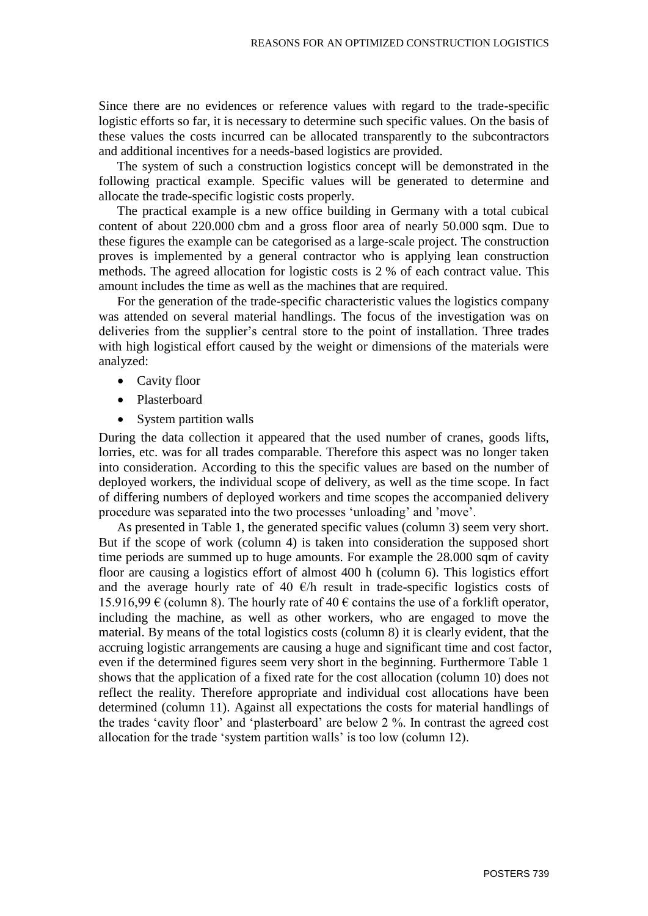Since there are no evidences or reference values with regard to the trade-specific logistic efforts so far, it is necessary to determine such specific values. On the basis of these values the costs incurred can be allocated transparently to the subcontractors and additional incentives for a needs-based logistics are provided.

The system of such a construction logistics concept will be demonstrated in the following practical example. Specific values will be generated to determine and allocate the trade-specific logistic costs properly.

The practical example is a new office building in Germany with a total cubical content of about 220.000 cbm and a gross floor area of nearly 50.000 sqm. Due to these figures the example can be categorised as a large-scale project. The construction proves is implemented by a general contractor who is applying lean construction methods. The agreed allocation for logistic costs is 2 % of each contract value. This amount includes the time as well as the machines that are required.

For the generation of the trade-specific characteristic values the logistics company was attended on several material handlings. The focus of the investigation was on deliveries from the supplier's central store to the point of installation. Three trades with high logistical effort caused by the weight or dimensions of the materials were analyzed:

- Cavity floor
- Plasterboard
- System partition walls

During the data collection it appeared that the used number of cranes, goods lifts, lorries, etc. was for all trades comparable. Therefore this aspect was no longer taken into consideration. According to this the specific values are based on the number of deployed workers, the individual scope of delivery, as well as the time scope. In fact of differing numbers of deployed workers and time scopes the accompanied delivery procedure was separated into the two processes 'unloading' and 'move'.

As presented in Table 1, the generated specific values (column 3) seem very short. But if the scope of work (column 4) is taken into consideration the supposed short time periods are summed up to huge amounts. For example the 28.000 sqm of cavity floor are causing a logistics effort of almost 400 h (column 6). This logistics effort and the average hourly rate of 40 €/h result in trade-specific logistics costs of 15.916,99 € (column 8). The hourly rate of 40 € contains the use of a forklift operator, including the machine, as well as other workers, who are engaged to move the material. By means of the total logistics costs (column 8) it is clearly evident, that the accruing logistic arrangements are causing a huge and significant time and cost factor, even if the determined figures seem very short in the beginning. Furthermore Table 1 shows that the application of a fixed rate for the cost allocation (column 10) does not reflect the reality. Therefore appropriate and individual cost allocations have been determined (column 11). Against all expectations the costs for material handlings of the trades 'cavity floor' and 'plasterboard' are below 2 %. In contrast the agreed cost allocation for the trade 'system partition walls' is too low (column 12).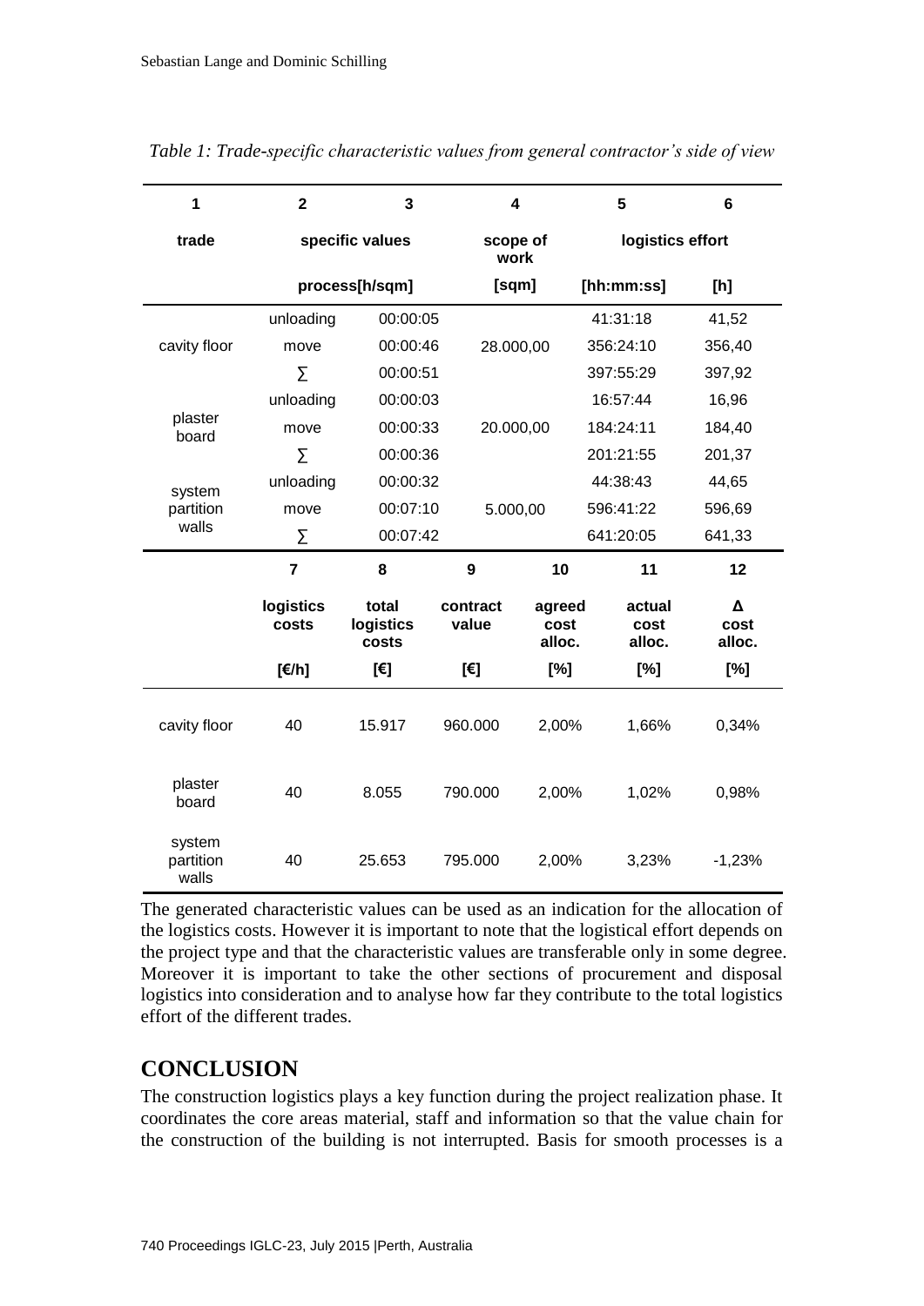*Table 1: Trade-specific characteristic values from general contractor's side of view*

| 1 | 2 | 3 | 4 | 5 | 6 |
|---|---|---|---|---|---|
| trade | specific values | | scope of work | logistics effort | |
| | process[h/sqm] | | [sqm] | [hh:mm:ss] | [h] |
| cavity floor | unloading | 00:00:05 | 28.000,00 | 41:31:18 | 41,52 |
| | move | 00:00:46 | | 356:24:10 | 356,40 |
| | ∑ | 00:00:51 | | 397:55:29 | 397,92 |
| plaster board | unloading | 00:00:03 | 20.000,00 | 16:57:44 | 16,96 |
| | move | 00:00:33 | | 184:24:11 | 184,40 |
| | ∑ | 00:00:36 | | 201:21:55 | 201,37 |
| system partition walls | unloading | 00:00:32 | 5.000,00 | 44:38:43 | 44,65 |
| | move | 00:07:10 | | 596:41:22 | 596,69 |
| | ∑ | 00:07:42 | | 641:20:05 | 641,33 |

| | 7 | 8 | 9 | 10 | 11 | 12 |
|---|---|---|---|---|---|---|
| | logistics costs | total logistics costs | contract value | agreed cost alloc. | actual cost alloc. | Δ cost alloc. |
| | [€/h] | [€] | [€] | [%] | [%] | [%] |
| cavity floor | 40 | 15.917 | 960.000 | 2,00% | 1,66% | 0,34% |
| plaster board | 40 | 8.055 | 790.000 | 2,00% | 1,02% | 0,98% |
| system partition walls | 40 | 25.653 | 795.000 | 2,00% | 3,23% | -1,23% |

The generated characteristic values can be used as an indication for the allocation of the logistics costs. However it is important to note that the logistical effort depends on the project type and that the characteristic values are transferable only in some degree. Moreover it is important to take the other sections of procurement and disposal logistics into consideration and to analyse how far they contribute to the total logistics effort of the different trades.

## CONCLUSION

The construction logistics plays a key function during the project realization phase. It coordinates the core areas material, staff and information so that the value chain for the construction of the building is not interrupted. Basis for smooth processes is a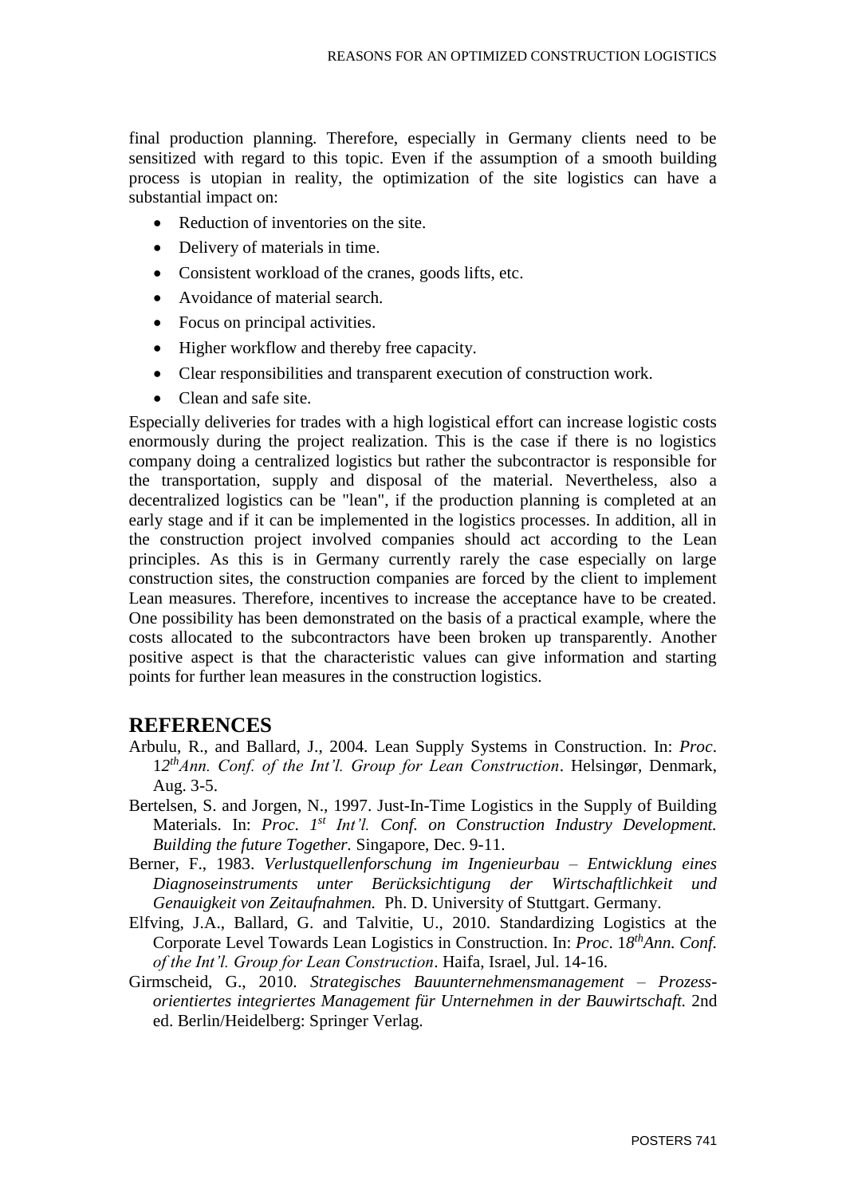final production planning. Therefore, especially in Germany clients need to be sensitized with regard to this topic. Even if the assumption of a smooth building process is utopian in reality, the optimization of the site logistics can have a substantial impact on:

- Reduction of inventories on the site.
- Delivery of materials in time.
- Consistent workload of the cranes, goods lifts, etc.
- Avoidance of material search.
- Focus on principal activities.
- Higher workflow and thereby free capacity.
- Clear responsibilities and transparent execution of construction work.
- Clean and safe site.

Especially deliveries for trades with a high logistical effort can increase logistic costs enormously during the project realization. This is the case if there is no logistics company doing a centralized logistics but rather the subcontractor is responsible for the transportation, supply and disposal of the material. Nevertheless, also a decentralized logistics can be "lean", if the production planning is completed at an early stage and if it can be implemented in the logistics processes. In addition, all in the construction project involved companies should act according to the Lean principles. As this is in Germany currently rarely the case especially on large construction sites, the construction companies are forced by the client to implement Lean measures. Therefore, incentives to increase the acceptance have to be created. One possibility has been demonstrated on the basis of a practical example, where the costs allocated to the subcontractors have been broken up transparently. Another positive aspect is that the characteristic values can give information and starting points for further lean measures in the construction logistics.

## REFERENCES

Arbulu, R., and Ballard, J., 2004. Lean Supply Systems in Construction. In: *Proc*. 12th*Ann. Conf. of the Int'l. Group for Lean Construction*. Helsingør, Denmark, Aug. 3-5.

Bertelsen, S. and Jorgen, N., 1997. Just-In-Time Logistics in the Supply of Building Materials. In: *Proc. 1st Int'l. Conf. on Construction Industry Development. Building the future Together.* Singapore, Dec. 9-11.

Berner, F., 1983. *Verlustquellenforschung im Ingenieurbau – Entwicklung eines Diagnoseinstruments unter Berücksichtigung der Wirtschaftlichkeit und Genauigkeit von Zeitaufnahmen.* Ph. D. University of Stuttgart. Germany.

Elfving, J.A., Ballard, G. and Talvitie, U., 2010. Standardizing Logistics at the Corporate Level Towards Lean Logistics in Construction. In: *Proc*. 18th*Ann. Conf. of the Int'l. Group for Lean Construction*. Haifa, Israel, Jul. 14-16.

Girmscheid, G., 2010. *Strategisches Bauunternehmensmanagement – Prozess-orientiertes integriertes Management für Unternehmen in der Bauwirtschaft.* 2nd ed. Berlin/Heidelberg: Springer Verlag.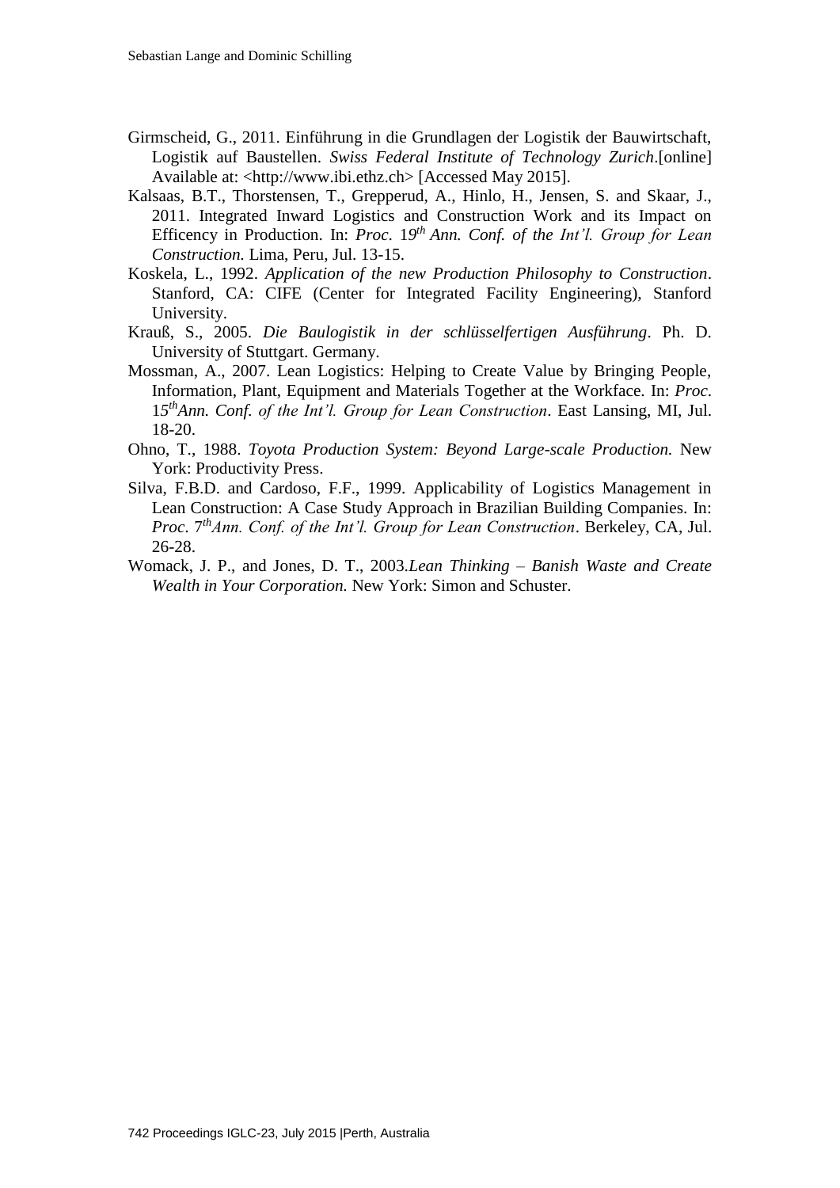Girmscheid, G., 2011. Einführung in die Grundlagen der Logistik der Bauwirtschaft, Logistik auf Baustellen. *Swiss Federal Institute of Technology Zurich*.[online] Available at: <http://www.ibi.ethz.ch> [Accessed May 2015].

Kalsaas, B.T., Thorstensen, T., Grepperud, A., Hinlo, H., Jensen, S. and Skaar, J., 2011. Integrated Inward Logistics and Construction Work and its Impact on Efficency in Production. In: *Proc.* 1*9th Ann. Conf. of the Int'l. Group for Lean Construction.* Lima, Peru, Jul. 13-15.

Koskela, L., 1992. *Application of the new Production Philosophy to Construction*. Stanford, CA: CIFE (Center for Integrated Facility Engineering), Stanford University.

Krauß, S., 2005. *Die Baulogistik in der schlüsselfertigen Ausführung*. Ph. D. University of Stuttgart. Germany.

Mossman, A., 2007. Lean Logistics: Helping to Create Value by Bringing People, Information, Plant, Equipment and Materials Together at the Workface. In: *Proc.* 1*5thAnn. Conf. of the Int'l. Group for Lean Construction*. East Lansing, MI, Jul. 18-20.

Ohno, T., 1988. *Toyota Production System: Beyond Large-scale Production.* New York: Productivity Press.

Silva, F.B.D. and Cardoso, F.F., 1999. Applicability of Logistics Management in Lean Construction: A Case Study Approach in Brazilian Building Companies. In: *Proc.* 7*thAnn. Conf. of the Int'l. Group for Lean Construction*. Berkeley, CA, Jul. 26-28.

Womack, J. P., and Jones, D. T., 2003.*Lean Thinking – Banish Waste and Create Wealth in Your Corporation.* New York: Simon and Schuster.